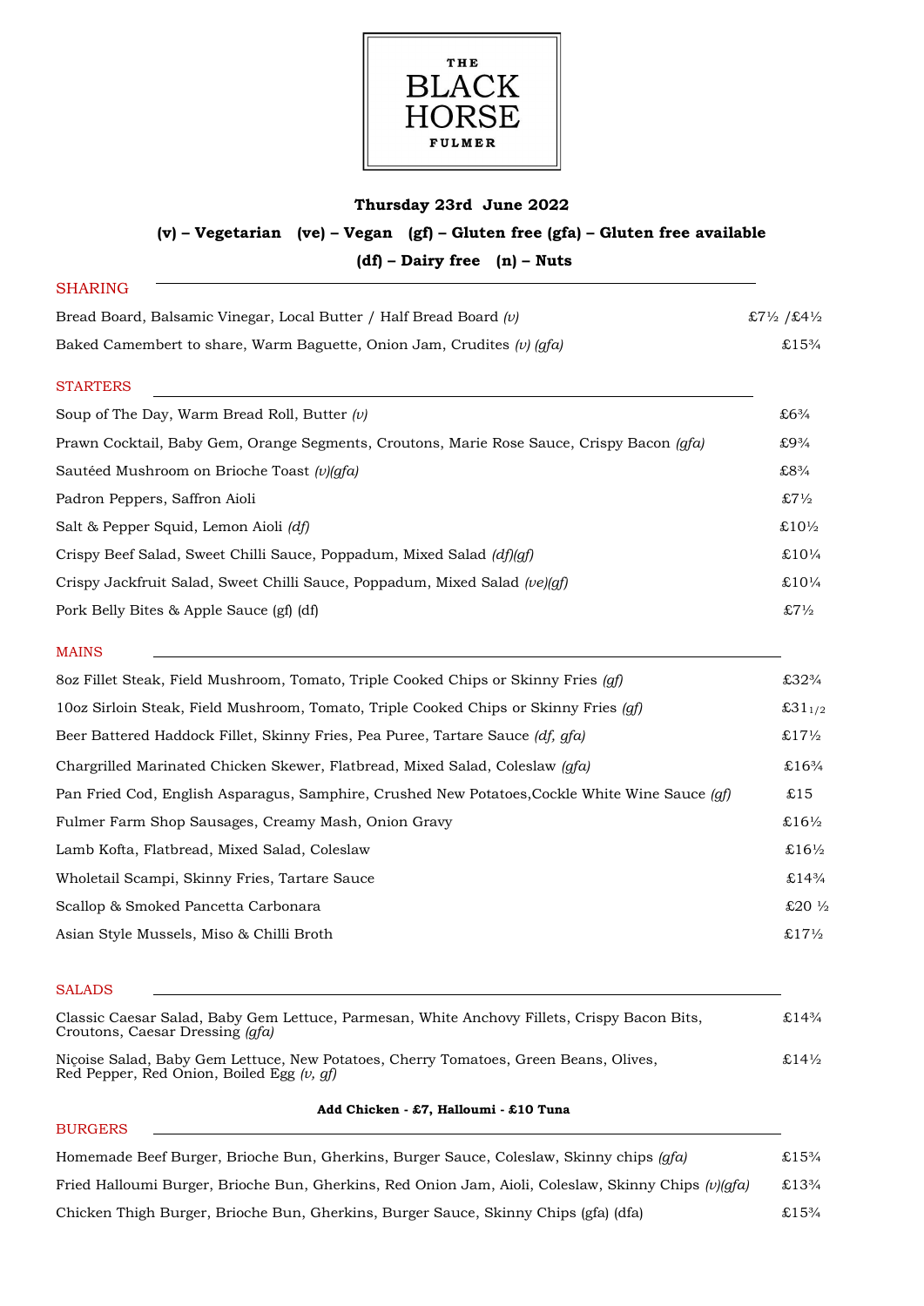# THE BLACK HORSE FULMER

**Thursday 23rd June 2022**

**(v) – Vegetarian (ve) – Vegan (gf) – Gluten free (gfa) – Gluten free available**

**(df) – Dairy free (n) – Nuts**

## SHARING

| | |
|---|---|
| Bread Board, Balsamic Vinegar, Local Butter / Half Bread Board *(v)* | £7½ /£4½ |
| Baked Camembert to share, Warm Baguette, Onion Jam, Crudites *(v) (gfa)* | £15¾ |

## STARTERS

| | |
|---|---|
| Soup of The Day, Warm Bread Roll, Butter *(v)* | £6¾ |
| Prawn Cocktail, Baby Gem, Orange Segments, Croutons, Marie Rose Sauce, Crispy Bacon *(gfa)* | £9¾ |
| Sautéed Mushroom on Brioche Toast *(v)(gfa)* | £8¾ |
| Padron Peppers, Saffron Aioli | £7½ |
| Salt & Pepper Squid, Lemon Aioli *(df)* | £10½ |
| Crispy Beef Salad, Sweet Chilli Sauce, Poppadum, Mixed Salad *(df)(gf)* | £10¼ |
| Crispy Jackfruit Salad, Sweet Chilli Sauce, Poppadum, Mixed Salad *(ve)(gf)* | £10¼ |
| Pork Belly Bites & Apple Sauce (gf) (df) | £7½ |

## MAINS

| | |
|---|---|
| 8oz Fillet Steak, Field Mushroom, Tomato, Triple Cooked Chips or Skinny Fries *(gf)* | £32¾ |
| 10oz Sirloin Steak, Field Mushroom, Tomato, Triple Cooked Chips or Skinny Fries *(gf)* | £31 1/2 |
| Beer Battered Haddock Fillet, Skinny Fries, Pea Puree, Tartare Sauce *(df, gfa)* | £17½ |
| Chargrilled Marinated Chicken Skewer, Flatbread, Mixed Salad, Coleslaw *(gfa)* | £16¾ |
| Pan Fried Cod, English Asparagus, Samphire, Crushed New Potatoes,Cockle White Wine Sauce *(gf)* | £15 |
| Fulmer Farm Shop Sausages, Creamy Mash, Onion Gravy | £16½ |
| Lamb Kofta, Flatbread, Mixed Salad, Coleslaw | £16½ |
| Wholetail Scampi, Skinny Fries, Tartare Sauce | £14¾ |
| Scallop & Smoked Pancetta Carbonara | £20 ½ |
| Asian Style Mussels, Miso & Chilli Broth | £17½ |

## SALADS

| | |
|---|---|
| Classic Caesar Salad, Baby Gem Lettuce, Parmesan, White Anchovy Fillets, Crispy Bacon Bits, Croutons, Caesar Dressing *(gfa)* | £14¾ |
| Niçoise Salad, Baby Gem Lettuce, New Potatoes, Cherry Tomatoes, Green Beans, Olives, Red Pepper, Red Onion, Boiled Egg *(v, gf)* | £14½ |

**Add Chicken - £7, Halloumi - £10 Tuna**

## BURGERS

| | |
|---|---|
| Homemade Beef Burger, Brioche Bun, Gherkins, Burger Sauce, Coleslaw, Skinny chips *(gfa)* | £15¾ |
| Fried Halloumi Burger, Brioche Bun, Gherkins, Red Onion Jam, Aioli, Coleslaw, Skinny Chips *(v)(gfa)* | £13¾ |
| Chicken Thigh Burger, Brioche Bun, Gherkins, Burger Sauce, Skinny Chips (gfa) (dfa) | £15¾ |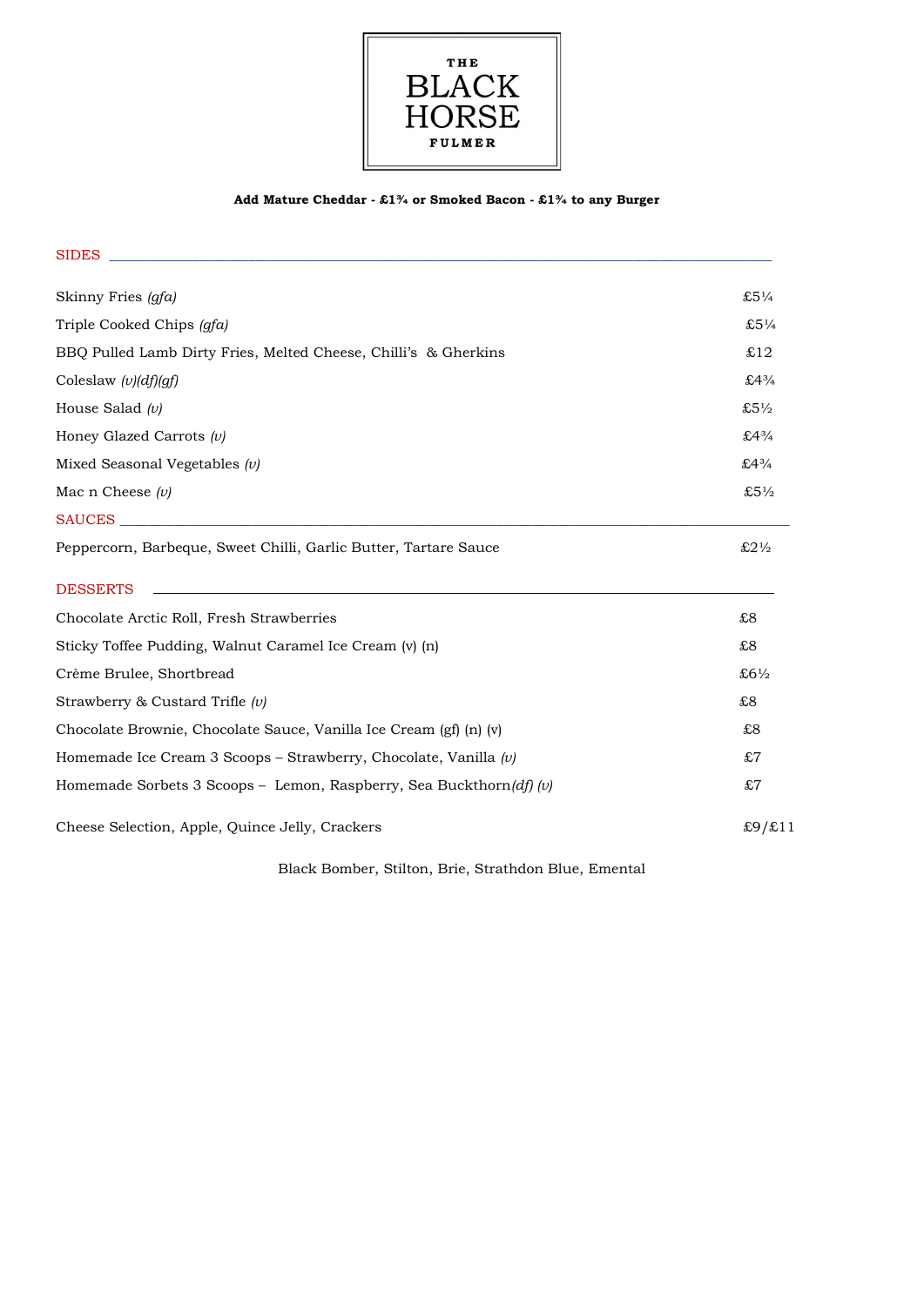# THE BLACK HORSE FULMER

**Add Mature Cheddar - £1¾ or Smoked Bacon - £1¾ to any Burger**

## SIDES

| | |
|---|---|
| Skinny Fries *(gfa)* | £5¼ |
| Triple Cooked Chips *(gfa)* | £5¼ |
| BBQ Pulled Lamb Dirty Fries, Melted Cheese, Chilli's & Gherkins | £12 |
| Coleslaw *(v)(df)(gf)* | £4¾ |
| House Salad *(v)* | £5½ |
| Honey Glazed Carrots *(v)* | £4¾ |
| Mixed Seasonal Vegetables *(v)* | £4¾ |
| Mac n Cheese *(v)* | £5½ |

## SAUCES

| | |
|---|---|
| Peppercorn, Barbeque, Sweet Chilli, Garlic Butter, Tartare Sauce | £2½ |

## DESSERTS

| | |
|---|---|
| Chocolate Arctic Roll, Fresh Strawberries | £8 |
| Sticky Toffee Pudding, Walnut Caramel Ice Cream (v) (n) | £8 |
| Crème Brulee, Shortbread | £6½ |
| Strawberry & Custard Trifle *(v)* | £8 |
| Chocolate Brownie, Chocolate Sauce, Vanilla Ice Cream (gf) (n) (v) | £8 |
| Homemade Ice Cream 3 Scoops – Strawberry, Chocolate, Vanilla *(v)* | £7 |
| Homemade Sorbets 3 Scoops – Lemon, Raspberry, Sea Buckthorn*(df) (v)* | £7 |
| Cheese Selection, Apple, Quince Jelly, Crackers | £9/£11 |

Black Bomber, Stilton, Brie, Strathdon Blue, Emental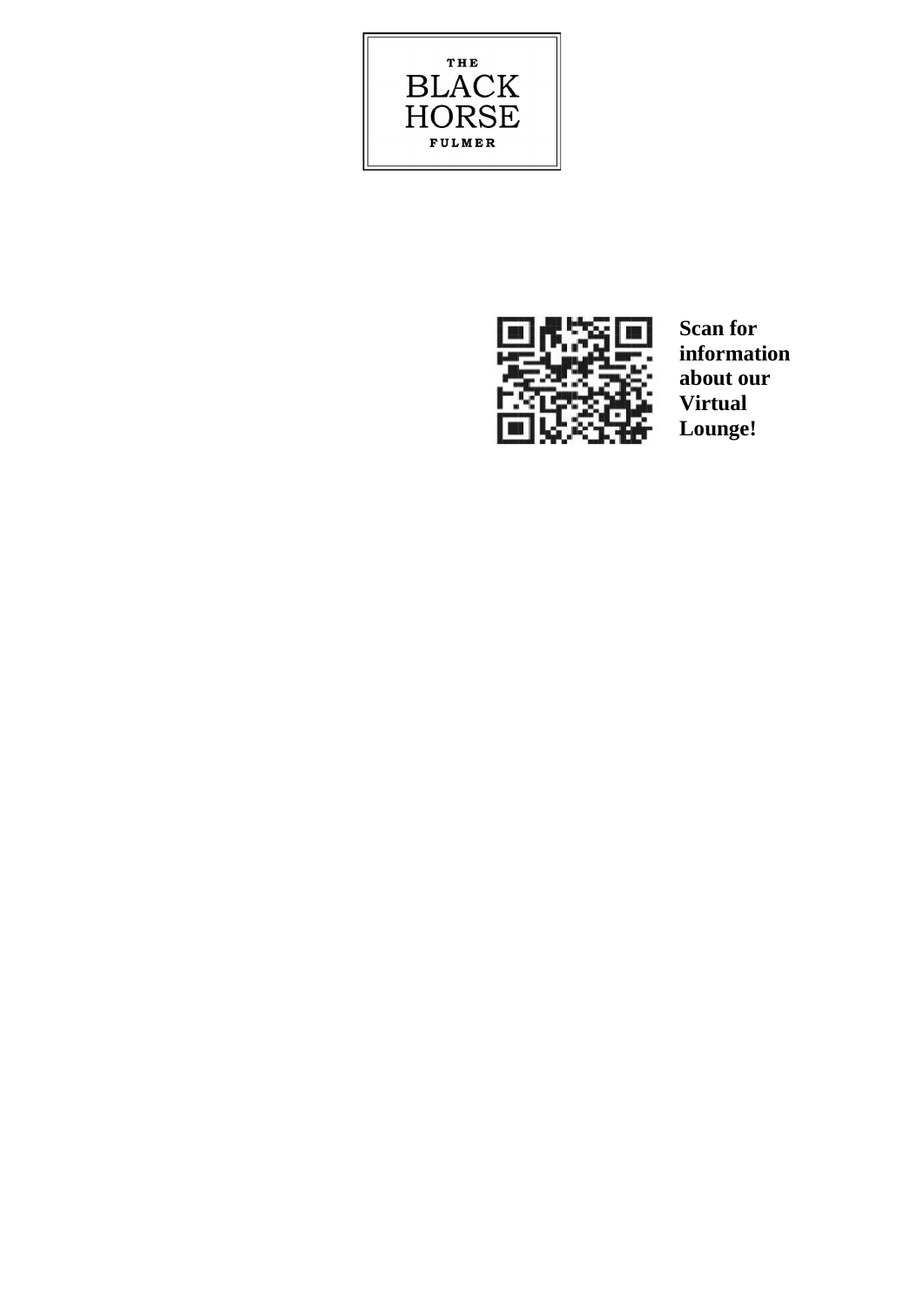THE

BLACK HORSE

FULMER

**Scan for information about our Virtual Lounge!**